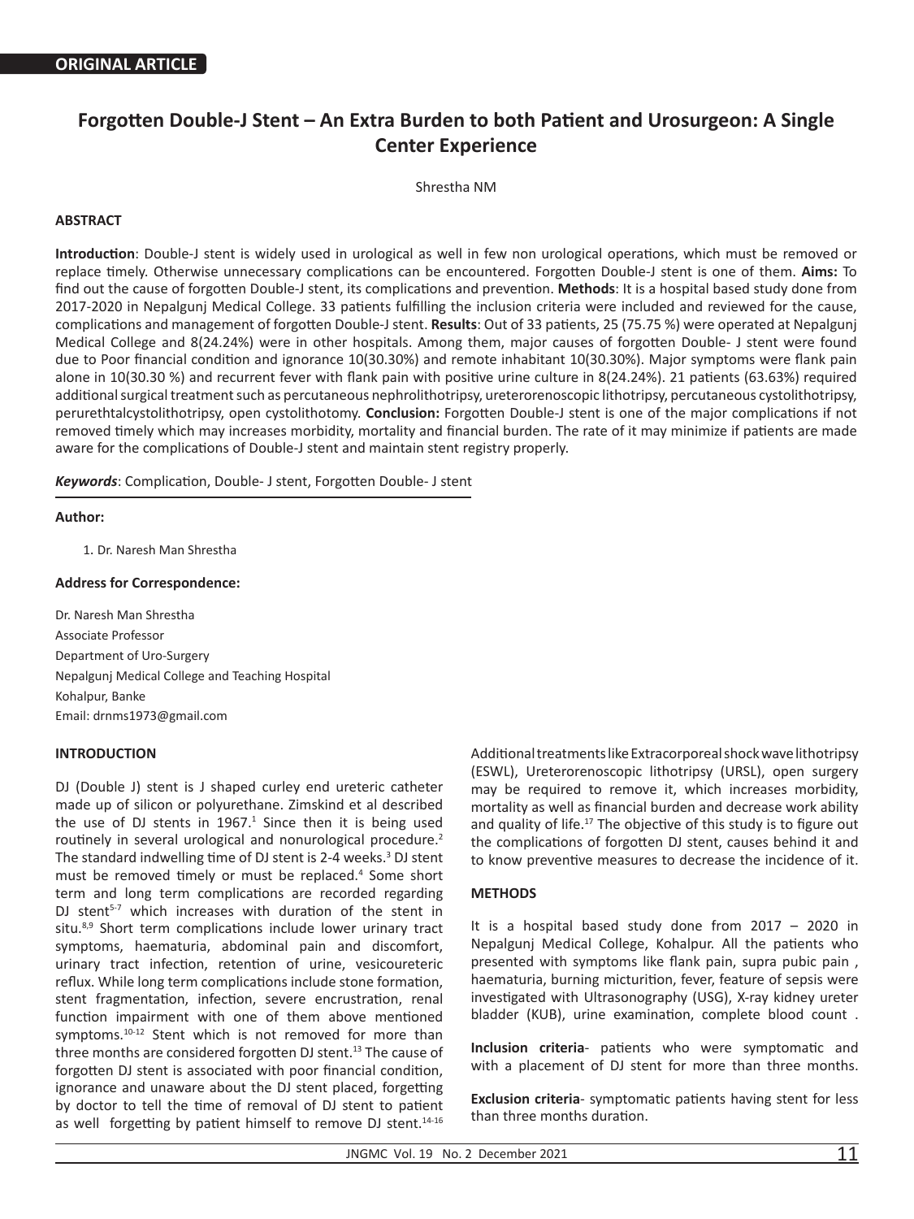**ORIGINAL ARTICLE**

# Forgotten Double-J Stent – An Extra Burden to both Patient and Urosurgeon: A Single Center Experience

Shrestha NM

## ABSTRACT

**Introduction**: Double-J stent is widely used in urological as well in few non urological operations, which must be removed or replace timely. Otherwise unnecessary complications can be encountered. Forgotten Double-J stent is one of them. **Aims:** To find out the cause of forgotten Double-J stent, its complications and prevention. **Methods**: It is a hospital based study done from 2017-2020 in Nepalgunj Medical College. 33 patients fulfilling the inclusion criteria were included and reviewed for the cause, complications and management of forgotten Double-J stent. **Results**: Out of 33 patients, 25 (75.75 %) were operated at Nepalgunj Medical College and 8(24.24%) were in other hospitals. Among them, major causes of forgotten Double- J stent were found due to Poor financial condition and ignorance 10(30.30%) and remote inhabitant 10(30.30%). Major symptoms were flank pain alone in 10(30.30 %) and recurrent fever with flank pain with positive urine culture in 8(24.24%). 21 patients (63.63%) required additional surgical treatment such as percutaneous nephrolithotripsy, ureterorenoscopic lithotripsy, percutaneous cystolithotripsy, perurethtalcystolithotripsy, open cystolithotomy. **Conclusion:** Forgotten Double-J stent is one of the major complications if not removed timely which may increases morbidity, mortality and financial burden. The rate of it may minimize if patients are made aware for the complications of Double-J stent and maintain stent registry properly.

***Keywords***: Complication, Double- J stent, Forgotten Double- J stent

**Author:**

1. Dr. Naresh Man Shrestha

**Address for Correspondence:**

Dr. Naresh Man Shrestha
Associate Professor
Department of Uro-Surgery
Nepalgunj Medical College and Teaching Hospital
Kohalpur, Banke
Email: drnms1973@gmail.com

## INTRODUCTION

DJ (Double J) stent is J shaped curley end ureteric catheter made up of silicon or polyurethane. Zimskind et al described the use of DJ stents in 1967.[1] Since then it is being used routinely in several urological and nonurological procedure.[2] The standard indwelling time of DJ stent is 2-4 weeks.[3] DJ stent must be removed timely or must be replaced.[4] Some short term and long term complications are recorded regarding DJ stent[5-7] which increases with duration of the stent in situ.[8,9] Short term complications include lower urinary tract symptoms, haematuria, abdominal pain and discomfort, urinary tract infection, retention of urine, vesicoureteric reflux. While long term complications include stone formation, stent fragmentation, infection, severe encrustration, renal function impairment with one of them above mentioned symptoms.[10-12] Stent which is not removed for more than three months are considered forgotten DJ stent.[13] The cause of forgotten DJ stent is associated with poor financial condition, ignorance and unaware about the DJ stent placed, forgetting by doctor to tell the time of removal of DJ stent to patient as well forgetting by patient himself to remove DJ stent.[14-16] Additional treatments like Extracorporeal shock wave lithotripsy (ESWL), Ureterorenoscopic lithotripsy (URSL), open surgery may be required to remove it, which increases morbidity, mortality as well as financial burden and decrease work ability and quality of life.[17] The objective of this study is to figure out the complications of forgotten DJ stent, causes behind it and to know preventive measures to decrease the incidence of it.

## METHODS

It is a hospital based study done from 2017 – 2020 in Nepalgunj Medical College, Kohalpur. All the patients who presented with symptoms like flank pain, supra pubic pain , haematuria, burning micturition, fever, feature of sepsis were investigated with Ultrasonography (USG), X-ray kidney ureter bladder (KUB), urine examination, complete blood count .

**Inclusion criteria**- patients who were symptomatic and with a placement of DJ stent for more than three months.

**Exclusion criteria**- symptomatic patients having stent for less than three months duration.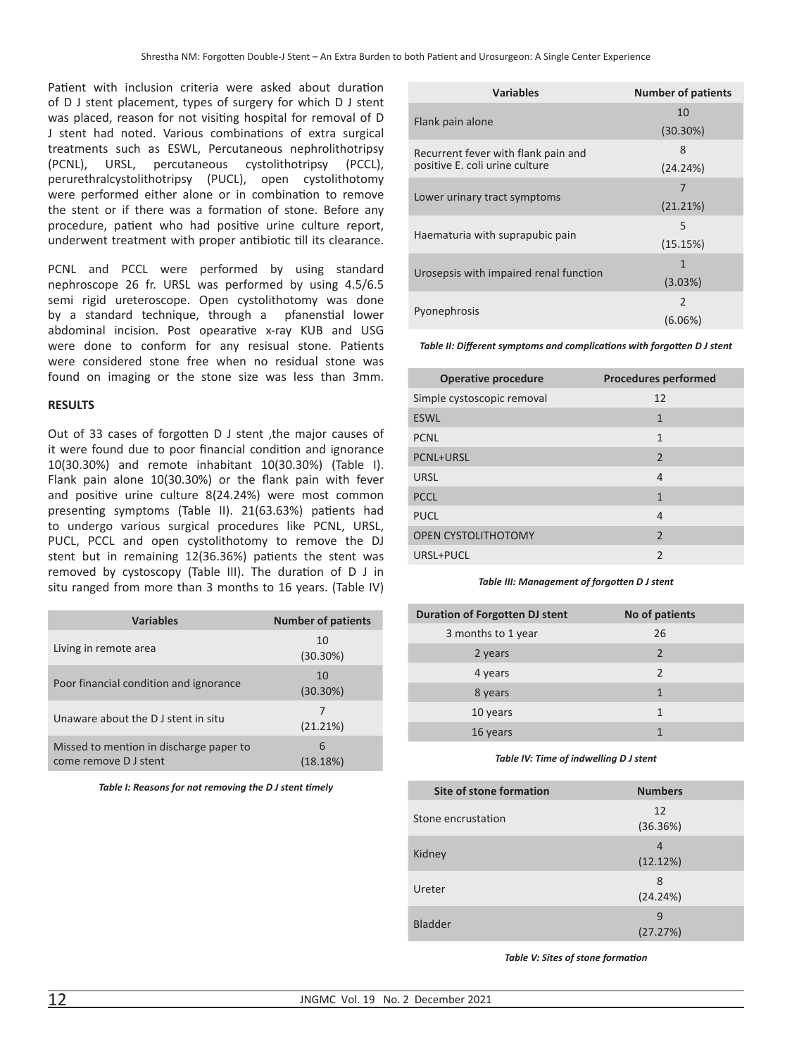Patient with inclusion criteria were asked about duration of D J stent placement, types of surgery for which D J stent was placed, reason for not visiting hospital for removal of D J stent had noted. Various combinations of extra surgical treatments such as ESWL, Percutaneous nephrolithotripsy (PCNL), URSL, percutaneous cystolithotripsy (PCCL), perurethralcystolithotripsy (PUCL), open cystolithotomy were performed either alone or in combination to remove the stent or if there was a formation of stone. Before any procedure, patient who had positive urine culture report, underwent treatment with proper antibiotic till its clearance.

PCNL and PCCL were performed by using standard nephroscope 26 fr. URSL was performed by using 4.5/6.5 semi rigid ureteroscope. Open cystolithotomy was done by a standard technique, through a pfanenstial lower abdominal incision. Post opearative x-ray KUB and USG were done to conform for any resisual stone. Patients were considered stone free when no residual stone was found on imaging or the stone size was less than 3mm.

## RESULTS

Out of 33 cases of forgotten D J stent ,the major causes of it were found due to poor financial condition and ignorance 10(30.30%) and remote inhabitant 10(30.30%) (Table I). Flank pain alone 10(30.30%) or the flank pain with fever and positive urine culture 8(24.24%) were most common presenting symptoms (Table II). 21(63.63%) patients had to undergo various surgical procedures like PCNL, URSL, PUCL, PCCL and open cystolithotomy to remove the DJ stent but in remaining 12(36.36%) patients the stent was removed by cystoscopy (Table III). The duration of D J in situ ranged from more than 3 months to 16 years. (Table IV)

| Variables | Number of patients |
|---|---|
| Living in remote area | 10 (30.30%) |
| Poor financial condition and ignorance | 10 (30.30%) |
| Unaware about the D J stent in situ | 7 (21.21%) |
| Missed to mention in discharge paper to come remove D J stent | 6 (18.18%) |

***Table I: Reasons for not removing the D J stent timely***

| Variables | Number of patients |
|---|---|
| Flank pain alone | 10 (30.30%) |
| Recurrent fever with flank pain and positive E. coli urine culture | 8 (24.24%) |
| Lower urinary tract symptoms | 7 (21.21%) |
| Haematuria with suprapubic pain | 5 (15.15%) |
| Urosepsis with impaired renal function | 1 (3.03%) |
| Pyonephrosis | 2 (6.06%) |

***Table II: Different symptoms and complications with forgotten D J stent***

| Operative procedure | Procedures performed |
|---|---|
| Simple cystoscopic removal | 12 |
| ESWL | 1 |
| PCNL | 1 |
| PCNL+URSL | 2 |
| URSL | 4 |
| PCCL | 1 |
| PUCL | 4 |
| OPEN CYSTOLITHOTOMY | 2 |
| URSL+PUCL | 2 |

***Table III: Management of forgotten D J stent***

| Duration of Forgotten DJ stent | No of patients |
|---|---|
| 3 months to 1 year | 26 |
| 2 years | 2 |
| 4 years | 2 |
| 8 years | 1 |
| 10 years | 1 |
| 16 years | 1 |

***Table IV: Time of indwelling D J stent***

| Site of stone formation | Numbers |
|---|---|
| Stone encrustation | 12 (36.36%) |
| Kidney | 4 (12.12%) |
| Ureter | 8 (24.24%) |
| Bladder | 9 (27.27%) |

***Table V: Sites of stone formation***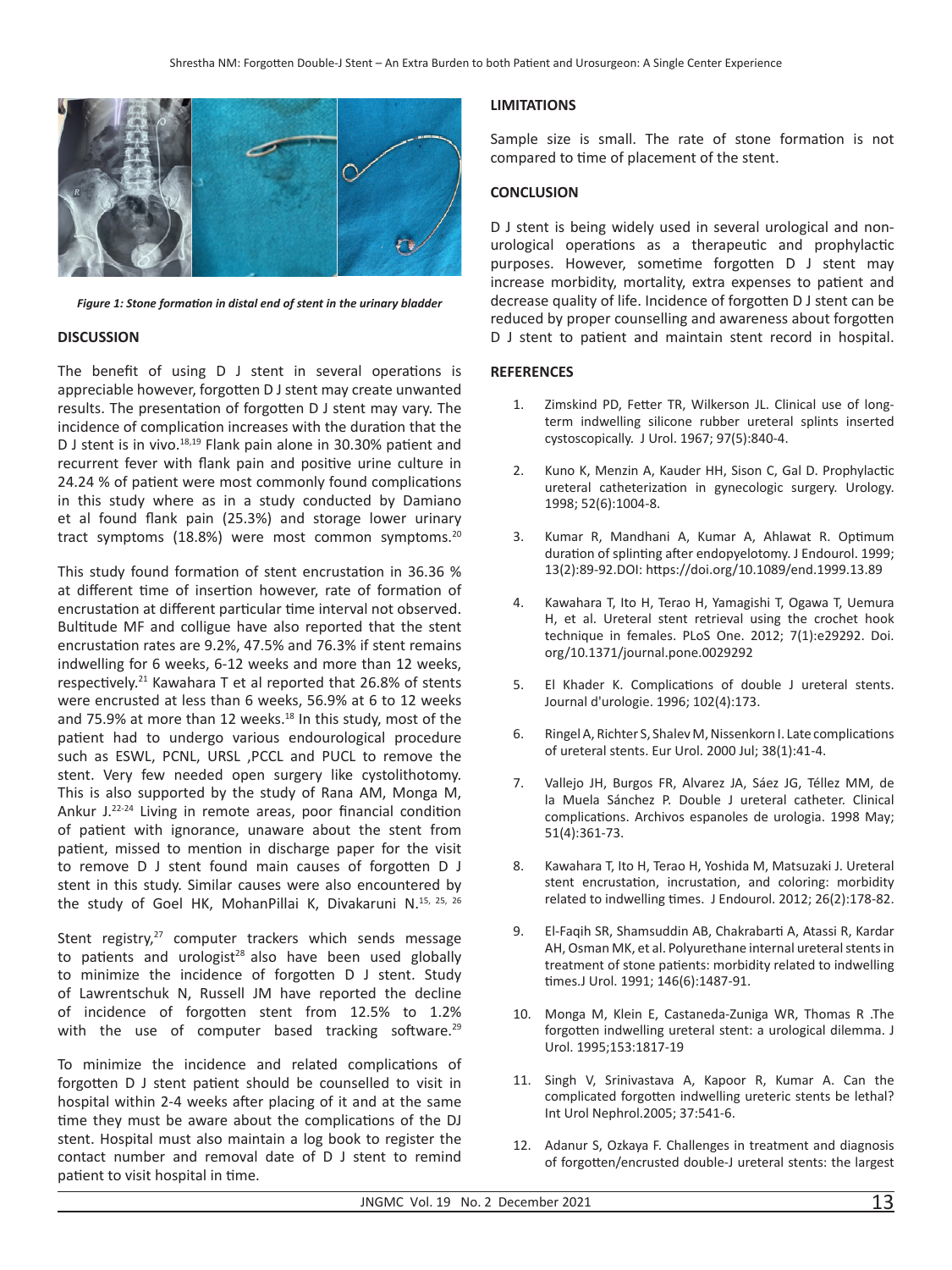*Figure 1: Stone formation in distal end of stent in the urinary bladder*

## DISCUSSION

The benefit of using D J stent in several operations is appreciable however, forgotten D J stent may create unwanted results. The presentation of forgotten D J stent may vary. The incidence of complication increases with the duration that the D J stent is in vivo.[18,19] Flank pain alone in 30.30% patient and recurrent fever with flank pain and positive urine culture in 24.24 % of patient were most commonly found complications in this study where as in a study conducted by Damiano et al found flank pain (25.3%) and storage lower urinary tract symptoms (18.8%) were most common symptoms.[20]

This study found formation of stent encrustation in 36.36 % at different time of insertion however, rate of formation of encrustation at different particular time interval not observed. Bultitude MF and colligue have also reported that the stent encrustation rates are 9.2%, 47.5% and 76.3% if stent remains indwelling for 6 weeks, 6-12 weeks and more than 12 weeks, respectively.[21] Kawahara T et al reported that 26.8% of stents were encrusted at less than 6 weeks, 56.9% at 6 to 12 weeks and 75.9% at more than 12 weeks.[18] In this study, most of the patient had to undergo various endourological procedure such as ESWL, PCNL, URSL ,PCCL and PUCL to remove the stent. Very few needed open surgery like cystolithotomy. This is also supported by the study of Rana AM, Monga M, Ankur J.[22-24] Living in remote areas, poor financial condition of patient with ignorance, unaware about the stent from patient, missed to mention in discharge paper for the visit to remove D J stent found main causes of forgotten D J stent in this study. Similar causes were also encountered by the study of Goel HK, MohanPillai K, Divakaruni N.[15, 25, 26]

Stent registry,[27] computer trackers which sends message to patients and urologist[28] also have been used globally to minimize the incidence of forgotten D J stent. Study of Lawrentschuk N, Russell JM have reported the decline of incidence of forgotten stent from 12.5% to 1.2% with the use of computer based tracking software.[29]

To minimize the incidence and related complications of forgotten D J stent patient should be counselled to visit in hospital within 2-4 weeks after placing of it and at the same time they must be aware about the complications of the DJ stent. Hospital must also maintain a log book to register the contact number and removal date of D J stent to remind patient to visit hospital in time.

## LIMITATIONS

Sample size is small. The rate of stone formation is not compared to time of placement of the stent.

## CONCLUSION

D J stent is being widely used in several urological and non-urological operations as a therapeutic and prophylactic purposes. However, sometime forgotten D J stent may increase morbidity, mortality, extra expenses to patient and decrease quality of life. Incidence of forgotten D J stent can be reduced by proper counselling and awareness about forgotten D J stent to patient and maintain stent record in hospital.

## REFERENCES

1. Zimskind PD, Fetter TR, Wilkerson JL. Clinical use of long-term indwelling silicone rubber ureteral splints inserted cystoscopically. J Urol. 1967; 97(5):840-4.
2. Kuno K, Menzin A, Kauder HH, Sison C, Gal D. Prophylactic ureteral catheterization in gynecologic surgery. Urology. 1998; 52(6):1004-8.
3. Kumar R, Mandhani A, Kumar A, Ahlawat R. Optimum duration of splinting after endopyelotomy. J Endourol. 1999; 13(2):89-92.DOI: https://doi.org/10.1089/end.1999.13.89
4. Kawahara T, Ito H, Terao H, Yamagishi T, Ogawa T, Uemura H, et al. Ureteral stent retrieval using the crochet hook technique in females. PLoS One. 2012; 7(1):e29292. Doi. org/10.1371/journal.pone.0029292
5. El Khader K. Complications of double J ureteral stents. Journal d'urologie. 1996; 102(4):173.
6. Ringel A, Richter S, Shalev M, Nissenkorn I. Late complications of ureteral stents. Eur Urol. 2000 Jul; 38(1):41-4.
7. Vallejo JH, Burgos FR, Alvarez JA, Sáez JG, Téllez MM, de la Muela Sánchez P. Double J ureteral catheter. Clinical complications. Archivos espanoles de urologia. 1998 May; 51(4):361-73.
8. Kawahara T, Ito H, Terao H, Yoshida M, Matsuzaki J. Ureteral stent encrustation, incrustation, and coloring: morbidity related to indwelling times. J Endourol. 2012; 26(2):178-82.
9. El-Faqih SR, Shamsuddin AB, Chakrabarti A, Atassi R, Kardar AH, Osman MK, et al. Polyurethane internal ureteral stents in treatment of stone patients: morbidity related to indwelling times.J Urol. 1991; 146(6):1487-91.
10. Monga M, Klein E, Castaneda-Zuniga WR, Thomas R .The forgotten indwelling ureteral stent: a urological dilemma. J Urol. 1995;153:1817-19
11. Singh V, Srinivastava A, Kapoor R, Kumar A. Can the complicated forgotten indwelling ureteric stents be lethal? Int Urol Nephrol.2005; 37:541-6.
12. Adanur S, Ozkaya F. Challenges in treatment and diagnosis of forgotten/encrusted double-J ureteral stents: the largest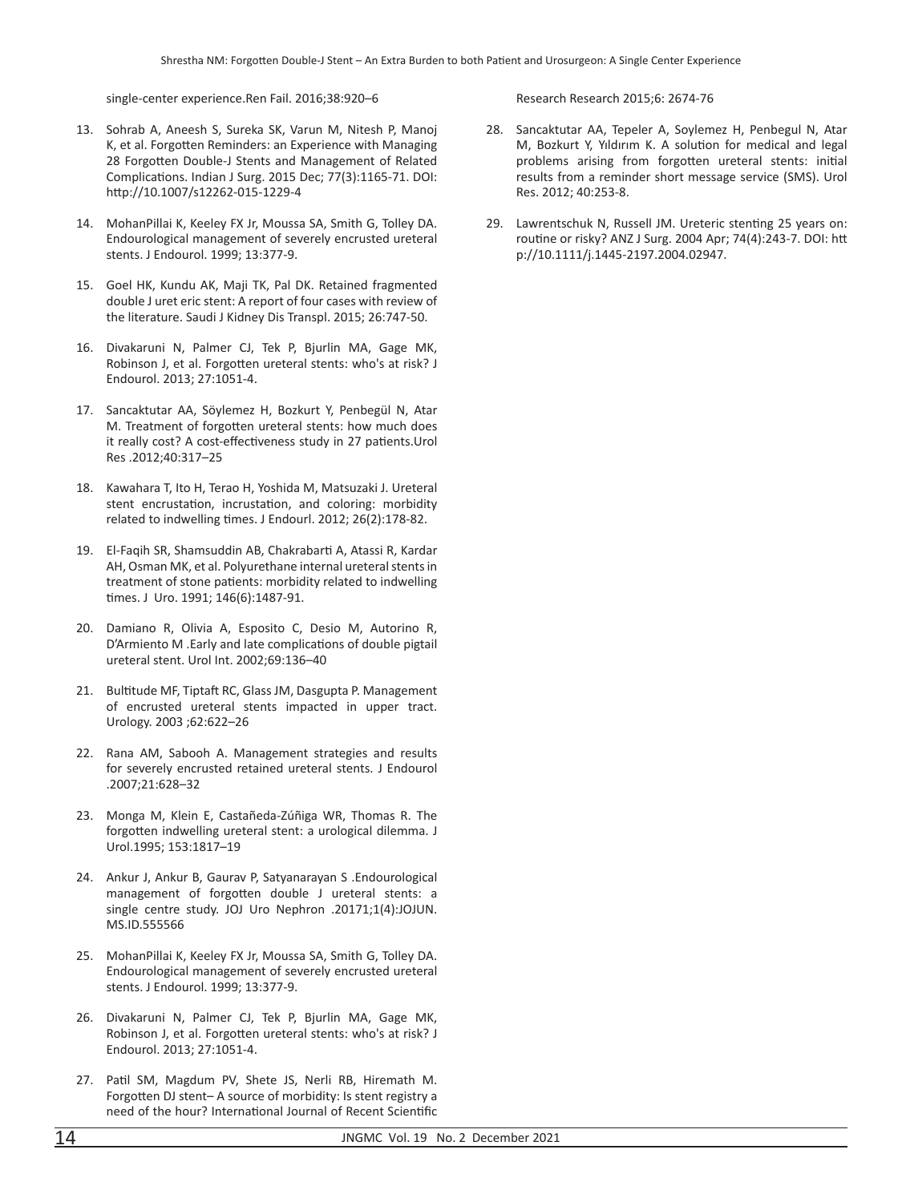single-center experience.Ren Fail. 2016;38:920–6

13. Sohrab A, Aneesh S, Sureka SK, Varun M, Nitesh P, Manoj K, et al. Forgotten Reminders: an Experience with Managing 28 Forgotten Double-J Stents and Management of Related Complications. Indian J Surg. 2015 Dec; 77(3):1165-71. DOI: http://10.1007/s12262-015-1229-4

14. MohanPillai K, Keeley FX Jr, Moussa SA, Smith G, Tolley DA. Endourological management of severely encrusted ureteral stents. J Endourol. 1999; 13:377-9.

15. Goel HK, Kundu AK, Maji TK, Pal DK. Retained fragmented double J uret eric stent: A report of four cases with review of the literature. Saudi J Kidney Dis Transpl. 2015; 26:747-50.

16. Divakaruni N, Palmer CJ, Tek P, Bjurlin MA, Gage MK, Robinson J, et al. Forgotten ureteral stents: who's at risk? J Endourol. 2013; 27:1051-4.

17. Sancaktutar AA, Söylemez H, Bozkurt Y, Penbegül N, Atar M. Treatment of forgotten ureteral stents: how much does it really cost? A cost-effectiveness study in 27 patients.Urol Res .2012;40:317–25

18. Kawahara T, Ito H, Terao H, Yoshida M, Matsuzaki J. Ureteral stent encrustation, incrustation, and coloring: morbidity related to indwelling times. J Endourl. 2012; 26(2):178-82.

19. El-Faqih SR, Shamsuddin AB, Chakrabarti A, Atassi R, Kardar AH, Osman MK, et al. Polyurethane internal ureteral stents in treatment of stone patients: morbidity related to indwelling times. J Uro. 1991; 146(6):1487-91.

20. Damiano R, Olivia A, Esposito C, Desio M, Autorino R, D'Armiento M .Early and late complications of double pigtail ureteral stent. Urol Int. 2002;69:136–40

21. Bultitude MF, Tiptaft RC, Glass JM, Dasgupta P. Management of encrusted ureteral stents impacted in upper tract. Urology. 2003 ;62:622–26

22. Rana AM, Sabooh A. Management strategies and results for severely encrusted retained ureteral stents. J Endourol .2007;21:628–32

23. Monga M, Klein E, Castañeda-Zúñiga WR, Thomas R. The forgotten indwelling ureteral stent: a urological dilemma. J Urol.1995; 153:1817–19

24. Ankur J, Ankur B, Gaurav P, Satyanarayan S .Endourological management of forgotten double J ureteral stents: a single centre study. JOJ Uro Nephron .20171;1(4):JOJUN. MS.ID.555566

25. MohanPillai K, Keeley FX Jr, Moussa SA, Smith G, Tolley DA. Endourological management of severely encrusted ureteral stents. J Endourol. 1999; 13:377-9.

26. Divakaruni N, Palmer CJ, Tek P, Bjurlin MA, Gage MK, Robinson J, et al. Forgotten ureteral stents: who's at risk? J Endourol. 2013; 27:1051-4.

27. Patil SM, Magdum PV, Shete JS, Nerli RB, Hiremath M. Forgotten DJ stent– A source of morbidity: Is stent registry a need of the hour? International Journal of Recent Scientific Research Research 2015;6: 2674-76

28. Sancaktutar AA, Tepeler A, Soylemez H, Penbegul N, Atar M, Bozkurt Y, Yıldırım K. A solution for medical and legal problems arising from forgotten ureteral stents: initial results from a reminder short message service (SMS). Urol Res. 2012; 40:253-8.

29. Lawrentschuk N, Russell JM. Ureteric stenting 25 years on: routine or risky? ANZ J Surg. 2004 Apr; 74(4):243-7. DOI: http://10.1111/j.1445-2197.2004.02947.